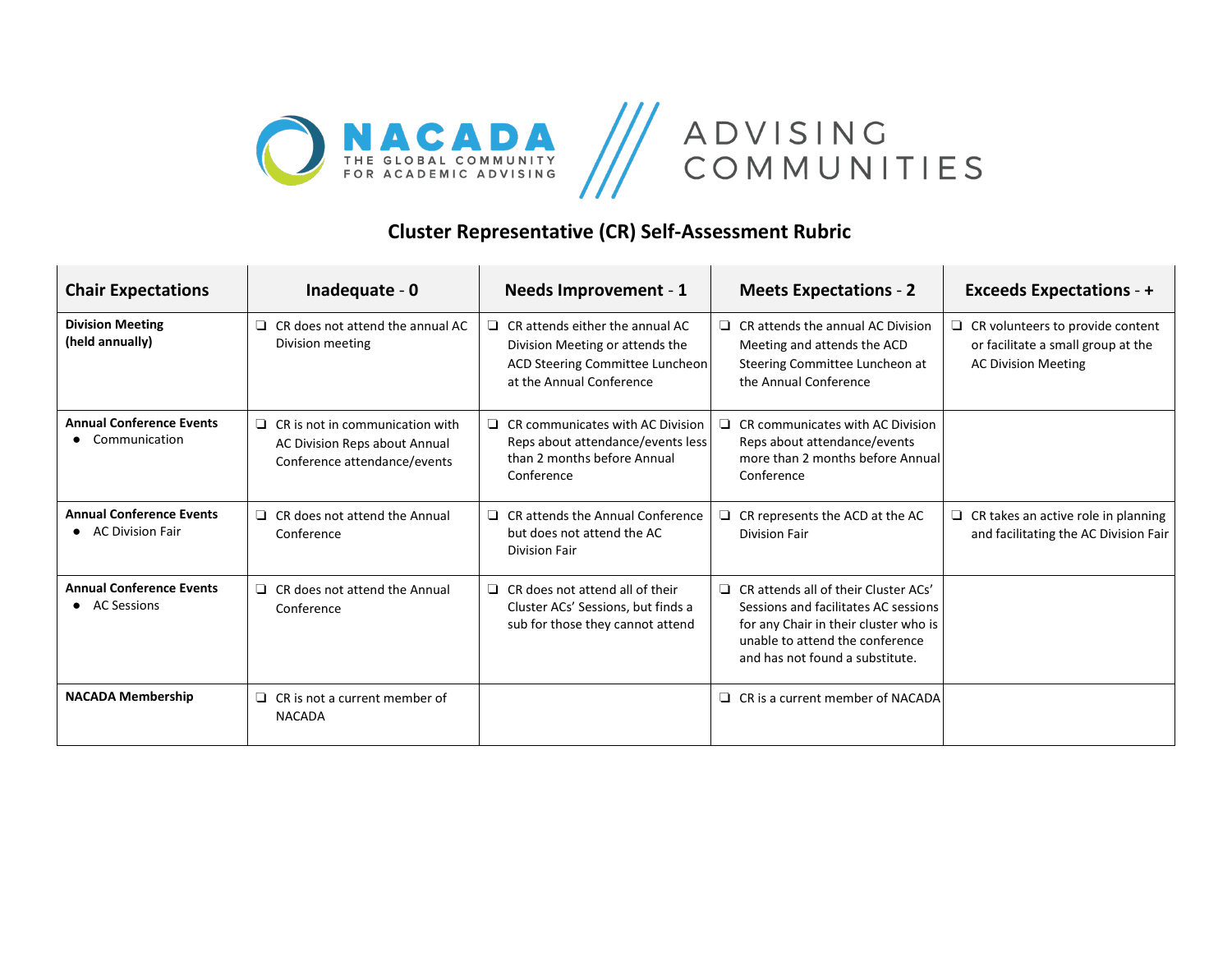NACADA THE GLOBAL COMMUNITY FOR ACADEMIC ADVISING /// ADVISING COMMUNITIES

## Cluster Representative (CR) Self-Assessment Rubric

| Chair Expectations | Inadequate - 0 | Needs Improvement - 1 | Meets Expectations - 2 | Exceeds Expectations - + |
|---|---|---|---|---|
| **Division Meeting (held annually)** | ❑ CR does not attend the annual AC Division meeting | ❑ CR attends either the annual AC Division Meeting or attends the ACD Steering Committee Luncheon at the Annual Conference | ❑ CR attends the annual AC Division Meeting and attends the ACD Steering Committee Luncheon at the Annual Conference | ❑ CR volunteers to provide content or facilitate a small group at the AC Division Meeting |
| **Annual Conference Events** • Communication | ❑ CR is not in communication with AC Division Reps about Annual Conference attendance/events | ❑ CR communicates with AC Division Reps about attendance/events less than 2 months before Annual Conference | ❑ CR communicates with AC Division Reps about attendance/events more than 2 months before Annual Conference | |
| **Annual Conference Events** • AC Division Fair | ❑ CR does not attend the Annual Conference | ❑ CR attends the Annual Conference but does not attend the AC Division Fair | ❑ CR represents the ACD at the AC Division Fair | ❑ CR takes an active role in planning and facilitating the AC Division Fair |
| **Annual Conference Events** • AC Sessions | ❑ CR does not attend the Annual Conference | ❑ CR does not attend all of their Cluster ACs' Sessions, but finds a sub for those they cannot attend | ❑ CR attends all of their Cluster ACs' Sessions and facilitates AC sessions for any Chair in their cluster who is unable to attend the conference and has not found a substitute. | |
| **NACADA Membership** | ❑ CR is not a current member of NACADA | | ❑ CR is a current member of NACADA | |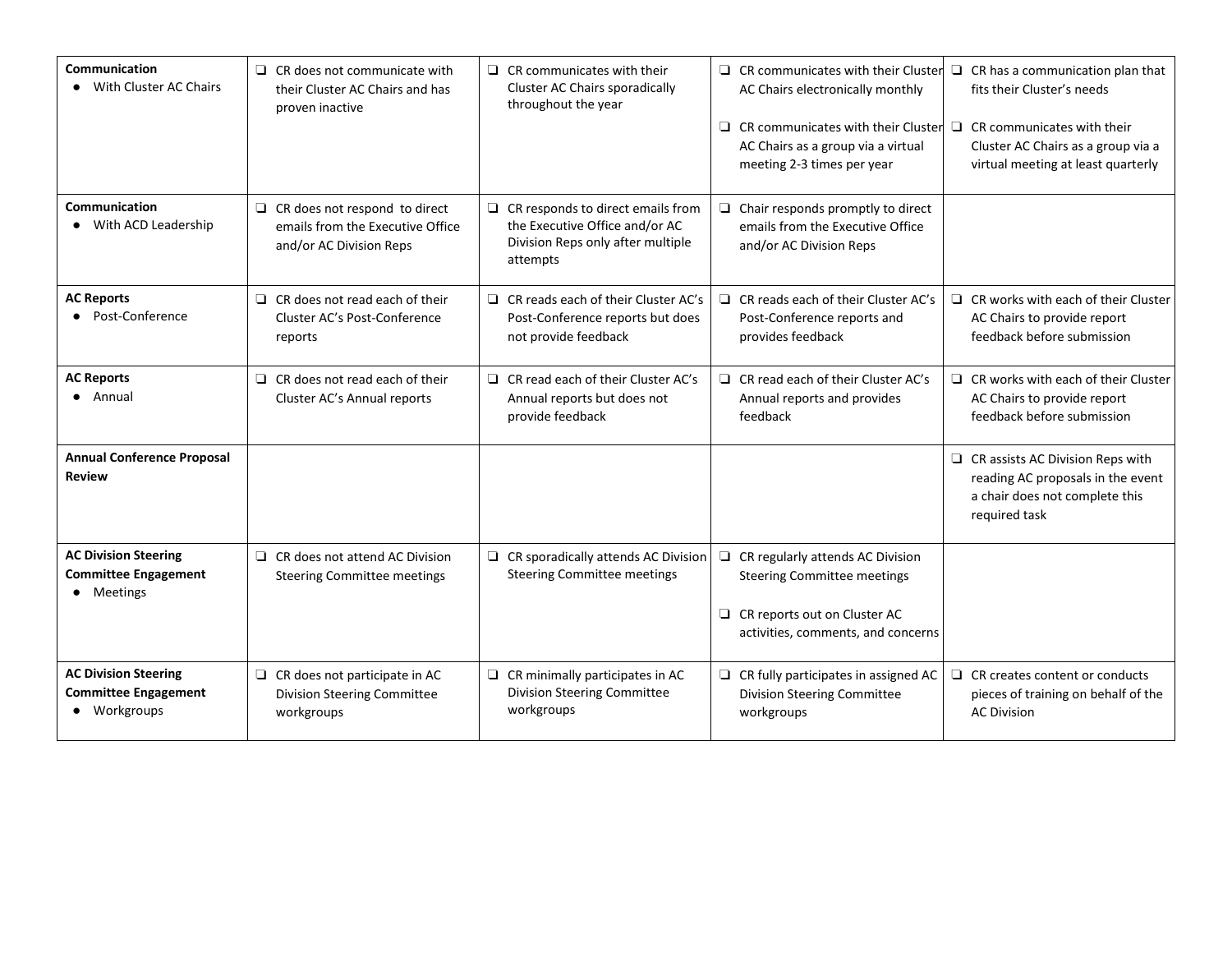| | | | | |
|---|---|---|---|---|
| **Communication**<br>● With Cluster AC Chairs | ❑ CR does not communicate with their Cluster AC Chairs and has proven inactive | ❑ CR communicates with their Cluster AC Chairs sporadically throughout the year | ❑ CR communicates with their Cluster AC Chairs electronically monthly<br>❑ CR communicates with their Cluster AC Chairs as a group via a virtual meeting 2-3 times per year | ❑ CR has a communication plan that fits their Cluster's needs<br>❑ CR communicates with their Cluster AC Chairs as a group via a virtual meeting at least quarterly |
| **Communication**<br>● With ACD Leadership | ❑ CR does not respond to direct emails from the Executive Office and/or AC Division Reps | ❑ CR responds to direct emails from the Executive Office and/or AC Division Reps only after multiple attempts | ❑ Chair responds promptly to direct emails from the Executive Office and/or AC Division Reps | |
| **AC Reports**<br>● Post-Conference | ❑ CR does not read each of their Cluster AC's Post-Conference reports | ❑ CR reads each of their Cluster AC's Post-Conference reports but does not provide feedback | ❑ CR reads each of their Cluster AC's Post-Conference reports and provides feedback | ❑ CR works with each of their Cluster AC Chairs to provide report feedback before submission |
| **AC Reports**<br>● Annual | ❑ CR does not read each of their Cluster AC's Annual reports | ❑ CR read each of their Cluster AC's Annual reports but does not provide feedback | ❑ CR read each of their Cluster AC's Annual reports and provides feedback | ❑ CR works with each of their Cluster AC Chairs to provide report feedback before submission |
| **Annual Conference Proposal Review** | | | | ❑ CR assists AC Division Reps with reading AC proposals in the event a chair does not complete this required task |
| **AC Division Steering Committee Engagement**<br>● Meetings | ❑ CR does not attend AC Division Steering Committee meetings | ❑ CR sporadically attends AC Division Steering Committee meetings | ❑ CR regularly attends AC Division Steering Committee meetings<br>❑ CR reports out on Cluster AC activities, comments, and concerns | |
| **AC Division Steering Committee Engagement**<br>● Workgroups | ❑ CR does not participate in AC Division Steering Committee workgroups | ❑ CR minimally participates in AC Division Steering Committee workgroups | ❑ CR fully participates in assigned AC Division Steering Committee workgroups | ❑ CR creates content or conducts pieces of training on behalf of the AC Division |